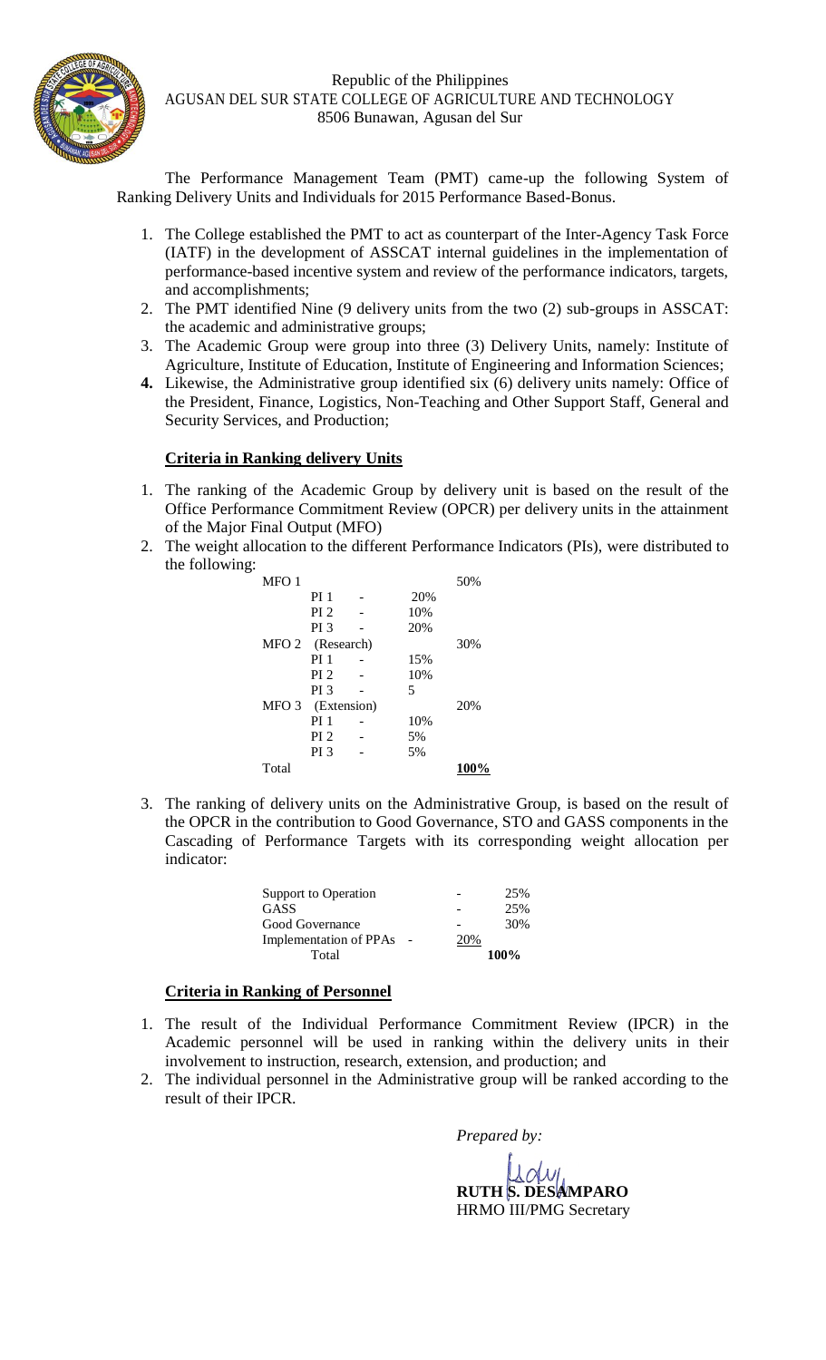Republic of the Philippines
AGUSAN DEL SUR STATE COLLEGE OF AGRICULTURE AND TECHNOLOGY
8506 Bunawan, Agusan del Sur

The Performance Management Team (PMT) came-up the following System of Ranking Delivery Units and Individuals for 2015 Performance Based-Bonus.

1. The College established the PMT to act as counterpart of the Inter-Agency Task Force (IATF) in the development of ASSCAT internal guidelines in the implementation of performance-based incentive system and review of the performance indicators, targets, and accomplishments;
2. The PMT identified Nine (9 delivery units from the two (2) sub-groups in ASSCAT: the academic and administrative groups;
3. The Academic Group were group into three (3) Delivery Units, namely: Institute of Agriculture, Institute of Education, Institute of Engineering and Information Sciences;
4. **Likewise**, the Administrative group identified six (6) delivery units namely: Office of the President, Finance, Logistics, Non-Teaching and Other Support Staff, General and Security Services, and Production;

## Criteria in Ranking delivery Units

1. The ranking of the Academic Group by delivery unit is based on the result of the Office Performance Commitment Review (OPCR) per delivery units in the attainment of the Major Final Output (MFO)
2. The weight allocation to the different Performance Indicators (PIs), were distributed to the following:

| | | | | |
|---|---|---|---|---|
| MFO 1 | | | | 50% |
| | PI 1 | - | 20% | |
| | PI 2 | - | 10% | |
| | PI 3 | - | 20% | |
| MFO 2 | (Research) | | | 30% |
| | PI 1 | - | 15% | |
| | PI 2 | - | 10% | |
| | PI 3 | - | 5 | |
| MFO 3 | (Extension) | | | 20% |
| | PI 1 | - | 10% | |
| | PI 2 | - | 5% | |
| | PI 3 | - | 5% | |
| Total | | | | **100%** |

3. The ranking of delivery units on the Administrative Group, is based on the result of the OPCR in the contribution to Good Governance, STO and GASS components in the Cascading of Performance Targets with its corresponding weight allocation per indicator:

| | | |
|---|---|---|
| Support to Operation | - | 25% |
| GASS | - | 25% |
| Good Governance | - | 30% |
| Implementation of PPAs | - | 20% |
| Total | | **100%** |

## Criteria in Ranking of Personnel

1. The result of the Individual Performance Commitment Review (IPCR) in the Academic personnel will be used in ranking within the delivery units in their involvement to instruction, research, extension, and production; and
2. The individual personnel in the Administrative group will be ranked according to the result of their IPCR.

*Prepared by:*

**RUTH S. DESAMPARO**
HRMO III/PMG Secretary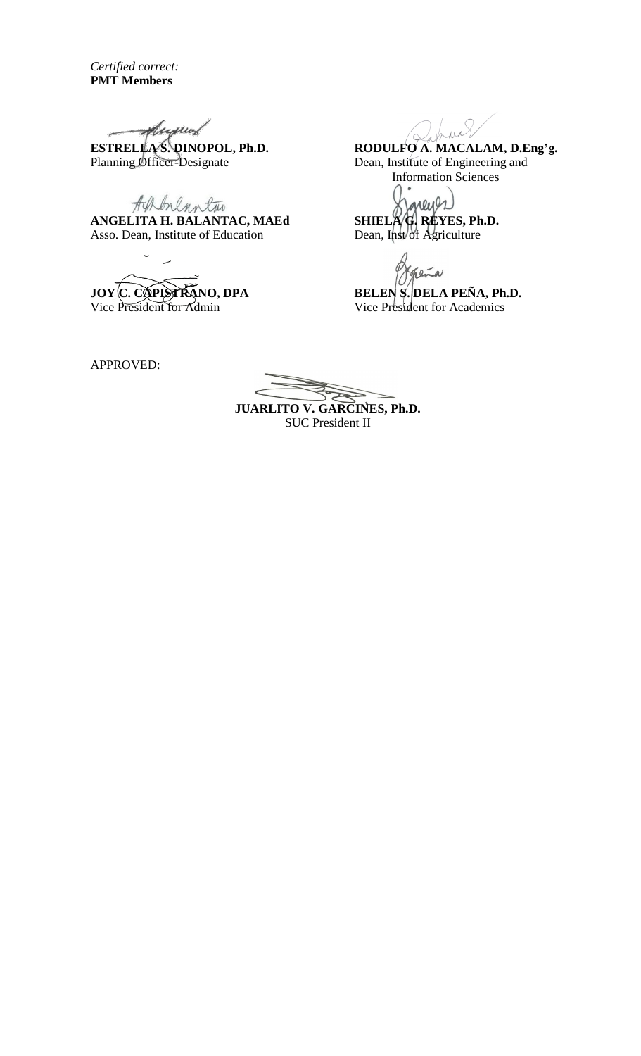*Certified correct:*
**PMT Members**

**ESTRELLA S. DINOPOL, Ph.D.**
Planning Officer-Designate

**RODULFO A. MACALAM, D.Eng'g.**
Dean, Institute of Engineering and Information Sciences

**ANGELITA H. BALANTAC, MAEd**
Asso. Dean, Institute of Education

**SHIELA G. REYES, Ph.D.**
Dean, Inst of Agriculture

**JOY C. CAPISTRANO, DPA**
Vice President for Admin

**BELEN S. DELA PEÑA, Ph.D.**
Vice President for Academics

APPROVED:

**JUARLITO V. GARCINES, Ph.D.**
SUC President II